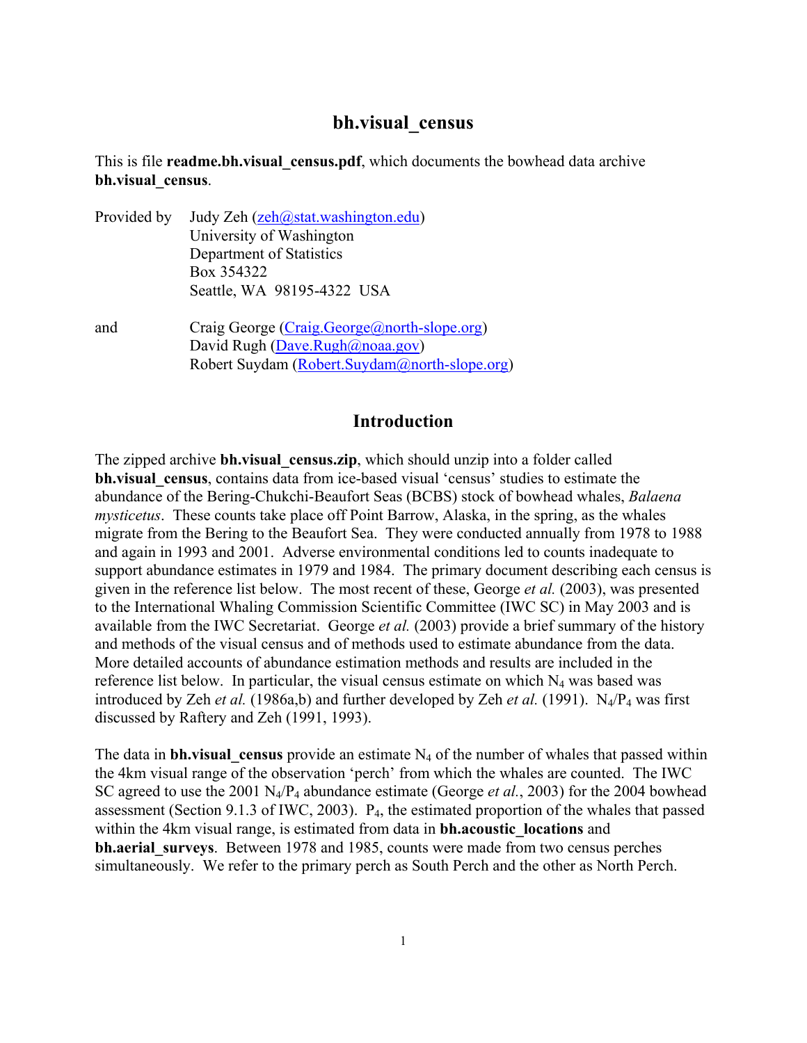# bh.visual_census

This is file **readme.bh.visual_census.pdf**, which documents the bowhead data archive **bh.visual_census**.

Provided by Judy Zeh (zeh@stat.washington.edu)
University of Washington
Department of Statistics
Box 354322
Seattle, WA 98195-4322 USA

and Craig George (Craig.George@north-slope.org)
David Rugh (Dave.Rugh@noaa.gov)
Robert Suydam (Robert.Suydam@north-slope.org)

## Introduction

The zipped archive **bh.visual_census.zip**, which should unzip into a folder called **bh.visual_census**, contains data from ice-based visual 'census' studies to estimate the abundance of the Bering-Chukchi-Beaufort Seas (BCBS) stock of bowhead whales, *Balaena mysticetus*. These counts take place off Point Barrow, Alaska, in the spring, as the whales migrate from the Bering to the Beaufort Sea. They were conducted annually from 1978 to 1988 and again in 1993 and 2001. Adverse environmental conditions led to counts inadequate to support abundance estimates in 1979 and 1984. The primary document describing each census is given in the reference list below. The most recent of these, George *et al.* (2003), was presented to the International Whaling Commission Scientific Committee (IWC SC) in May 2003 and is available from the IWC Secretariat. George *et al.* (2003) provide a brief summary of the history and methods of the visual census and of methods used to estimate abundance from the data. More detailed accounts of abundance estimation methods and results are included in the reference list below. In particular, the visual census estimate on which $N_4$ was based was introduced by Zeh *et al.* (1986a,b) and further developed by Zeh *et al.* (1991). $N_4/P_4$ was first discussed by Raftery and Zeh (1991, 1993).

The data in **bh.visual_census** provide an estimate $N_4$ of the number of whales that passed within the 4km visual range of the observation 'perch' from which the whales are counted. The IWC SC agreed to use the 2001 $N_4/P_4$ abundance estimate (George *et al.*, 2003) for the 2004 bowhead assessment (Section 9.1.3 of IWC, 2003). $P_4$, the estimated proportion of the whales that passed within the 4km visual range, is estimated from data in **bh.acoustic_locations** and **bh.aerial_surveys**. Between 1978 and 1985, counts were made from two census perches simultaneously. We refer to the primary perch as South Perch and the other as North Perch.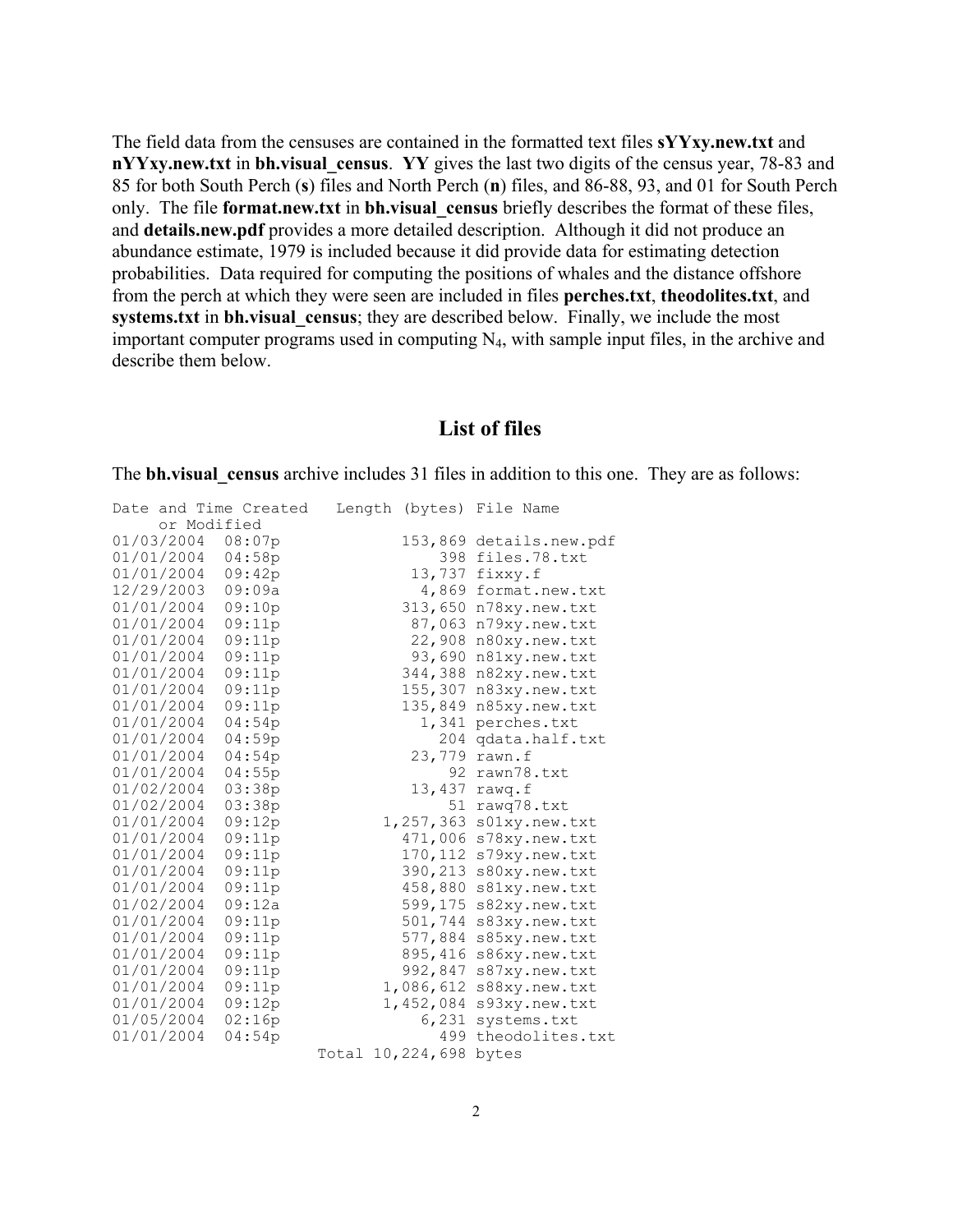The field data from the censuses are contained in the formatted text files **sYYxy.new.txt** and **nYYxy.new.txt** in **bh.visual_census**. **YY** gives the last two digits of the census year, 78-83 and 85 for both South Perch (**s**) files and North Perch (**n**) files, and 86-88, 93, and 01 for South Perch only. The file **format.new.txt** in **bh.visual_census** briefly describes the format of these files, and **details.new.pdf** provides a more detailed description. Although it did not produce an abundance estimate, 1979 is included because it did provide data for estimating detection probabilities. Data required for computing the positions of whales and the distance offshore from the perch at which they were seen are included in files **perches.txt**, **theodolites.txt**, and **systems.txt** in **bh.visual_census**; they are described below. Finally, we include the most important computer programs used in computing $N_4$, with sample input files, in the archive and describe them below.

## List of files

The **bh.visual_census** archive includes 31 files in addition to this one. They are as follows:

```
Date and Time Created   Length (bytes) File Name
     or Modified
01/03/2004  08:07p           153,869 details.new.pdf
01/01/2004  04:58p               398 files.78.txt
01/01/2004  09:42p            13,737 fixxy.f
12/29/2003  09:09a             4,869 format.new.txt
01/01/2004  09:10p           313,650 n78xy.new.txt
01/01/2004  09:11p            87,063 n79xy.new.txt
01/01/2004  09:11p            22,908 n80xy.new.txt
01/01/2004  09:11p            93,690 n81xy.new.txt
01/01/2004  09:11p           344,388 n82xy.new.txt
01/01/2004  09:11p           155,307 n83xy.new.txt
01/01/2004  09:11p           135,849 n85xy.new.txt
01/01/2004  04:54p             1,341 perches.txt
01/01/2004  04:59p               204 qdata.half.txt
01/01/2004  04:54p            23,779 rawn.f
01/01/2004  04:55p                92 rawn78.txt
01/02/2004  03:38p            13,437 rawq.f
01/02/2004  03:38p                51 rawq78.txt
01/01/2004  09:12p         1,257,363 s01xy.new.txt
01/01/2004  09:11p           471,006 s78xy.new.txt
01/01/2004  09:11p           170,112 s79xy.new.txt
01/01/2004  09:11p           390,213 s80xy.new.txt
01/01/2004  09:11p           458,880 s81xy.new.txt
01/02/2004  09:12a           599,175 s82xy.new.txt
01/01/2004  09:11p           501,744 s83xy.new.txt
01/01/2004  09:11p           577,884 s85xy.new.txt
01/01/2004  09:11p           895,416 s86xy.new.txt
01/01/2004  09:11p           992,847 s87xy.new.txt
01/01/2004  09:11p         1,086,612 s88xy.new.txt
01/01/2004  09:12p         1,452,084 s93xy.new.txt
01/05/2004  02:16p             6,231 systems.txt
01/01/2004  04:54p               499 theodolites.txt
                   Total 10,224,698 bytes
```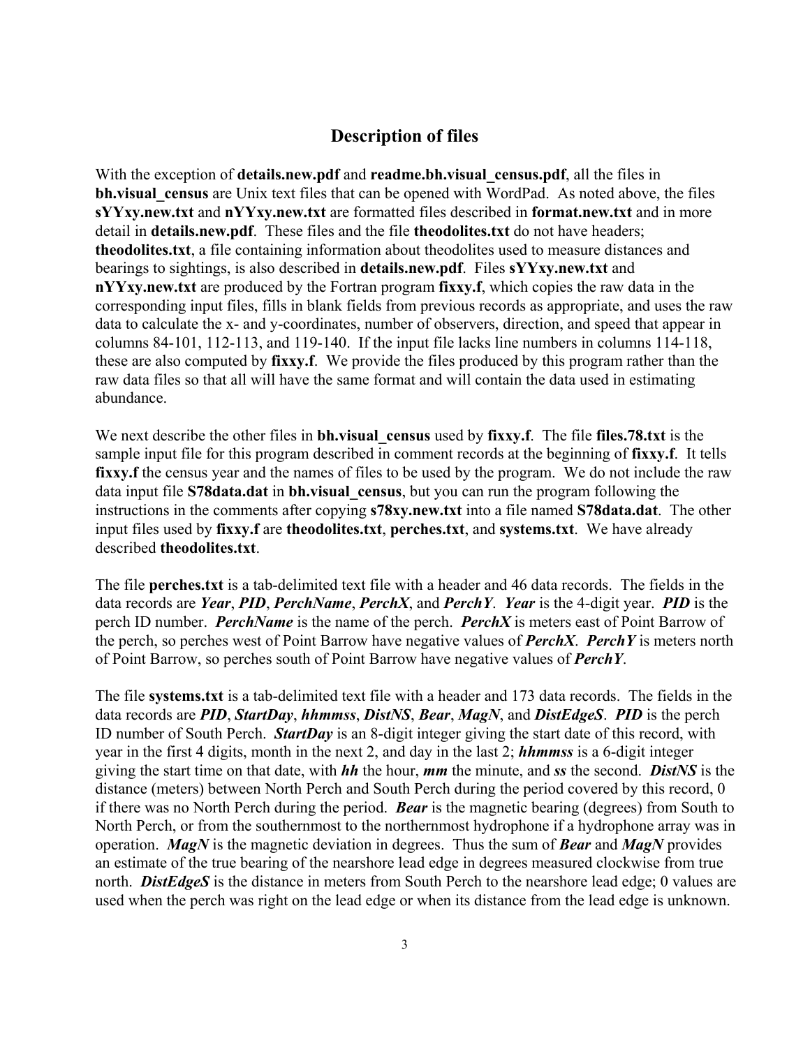## Description of files

With the exception of **details.new.pdf** and **readme.bh.visual_census.pdf**, all the files in **bh.visual_census** are Unix text files that can be opened with WordPad. As noted above, the files **sYYxy.new.txt** and **nYYxy.new.txt** are formatted files described in **format.new.txt** and in more detail in **details.new.pdf**. These files and the file **theodolites.txt** do not have headers; **theodolites.txt**, a file containing information about theodolites used to measure distances and bearings to sightings, is also described in **details.new.pdf**. Files **sYYxy.new.txt** and **nYYxy.new.txt** are produced by the Fortran program **fixxy.f**, which copies the raw data in the corresponding input files, fills in blank fields from previous records as appropriate, and uses the raw data to calculate the x- and y-coordinates, number of observers, direction, and speed that appear in columns 84-101, 112-113, and 119-140. If the input file lacks line numbers in columns 114-118, these are also computed by **fixxy.f**. We provide the files produced by this program rather than the raw data files so that all will have the same format and will contain the data used in estimating abundance.

We next describe the other files in **bh.visual_census** used by **fixxy.f**. The file **files.78.txt** is the sample input file for this program described in comment records at the beginning of **fixxy.f**. It tells **fixxy.f** the census year and the names of files to be used by the program. We do not include the raw data input file **S78data.dat** in **bh.visual_census**, but you can run the program following the instructions in the comments after copying **s78xy.new.txt** into a file named **S78data.dat**. The other input files used by **fixxy.f** are **theodolites.txt**, **perches.txt**, and **systems.txt**. We have already described **theodolites.txt**.

The file **perches.txt** is a tab-delimited text file with a header and 46 data records. The fields in the data records are ***Year***, ***PID***, ***PerchName***, ***PerchX***, and ***PerchY***. ***Year*** is the 4-digit year. ***PID*** is the perch ID number. ***PerchName*** is the name of the perch. ***PerchX*** is meters east of Point Barrow of the perch, so perches west of Point Barrow have negative values of ***PerchX***. ***PerchY*** is meters north of Point Barrow, so perches south of Point Barrow have negative values of ***PerchY***.

The file **systems.txt** is a tab-delimited text file with a header and 173 data records. The fields in the data records are ***PID***, ***StartDay***, ***hhmmss***, ***DistNS***, ***Bear***, ***MagN***, and ***DistEdgeS***. ***PID*** is the perch ID number of South Perch. ***StartDay*** is an 8-digit integer giving the start date of this record, with year in the first 4 digits, month in the next 2, and day in the last 2; ***hhmmss*** is a 6-digit integer giving the start time on that date, with ***hh*** the hour, ***mm*** the minute, and ***ss*** the second. ***DistNS*** is the distance (meters) between North Perch and South Perch during the period covered by this record, 0 if there was no North Perch during the period. ***Bear*** is the magnetic bearing (degrees) from South to North Perch, or from the southernmost to the northernmost hydrophone if a hydrophone array was in operation. ***MagN*** is the magnetic deviation in degrees. Thus the sum of ***Bear*** and ***MagN*** provides an estimate of the true bearing of the nearshore lead edge in degrees measured clockwise from true north. ***DistEdgeS*** is the distance in meters from South Perch to the nearshore lead edge; 0 values are used when the perch was right on the lead edge or when its distance from the lead edge is unknown.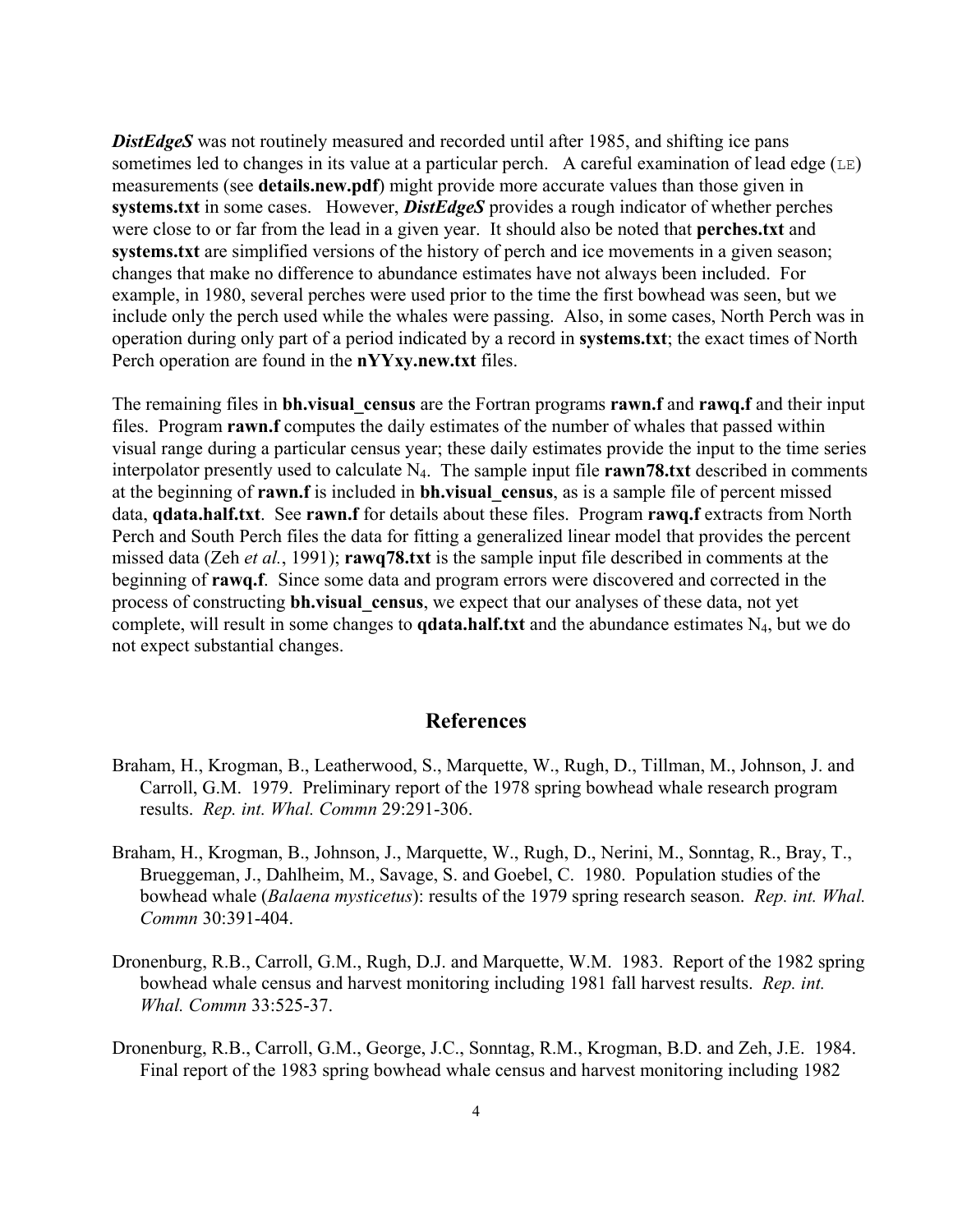***DistEdgeS*** was not routinely measured and recorded until after 1985, and shifting ice pans sometimes led to changes in its value at a particular perch. A careful examination of lead edge (`LE`) measurements (see **details.new.pdf**) might provide more accurate values than those given in **systems.txt** in some cases. However, ***DistEdgeS*** provides a rough indicator of whether perches were close to or far from the lead in a given year. It should also be noted that **perches.txt** and **systems.txt** are simplified versions of the history of perch and ice movements in a given season; changes that make no difference to abundance estimates have not always been included. For example, in 1980, several perches were used prior to the time the first bowhead was seen, but we include only the perch used while the whales were passing. Also, in some cases, North Perch was in operation during only part of a period indicated by a record in **systems.txt**; the exact times of North Perch operation are found in the **nYYxy.new.txt** files.

The remaining files in **bh.visual_census** are the Fortran programs **rawn.f** and **rawq.f** and their input files. Program **rawn.f** computes the daily estimates of the number of whales that passed within visual range during a particular census year; these daily estimates provide the input to the time series interpolator presently used to calculate $N_4$. The sample input file **rawn78.txt** described in comments at the beginning of **rawn.f** is included in **bh.visual_census**, as is a sample file of percent missed data, **qdata.half.txt**. See **rawn.f** for details about these files. Program **rawq.f** extracts from North Perch and South Perch files the data for fitting a generalized linear model that provides the percent missed data (Zeh *et al.*, 1991); **rawq78.txt** is the sample input file described in comments at the beginning of **rawq.f**. Since some data and program errors were discovered and corrected in the process of constructing **bh.visual_census**, we expect that our analyses of these data, not yet complete, will result in some changes to **qdata.half.txt** and the abundance estimates $N_4$, but we do not expect substantial changes.

## References

Braham, H., Krogman, B., Leatherwood, S., Marquette, W., Rugh, D., Tillman, M., Johnson, J. and Carroll, G.M. 1979. Preliminary report of the 1978 spring bowhead whale research program results. *Rep. int. Whal. Commn* 29:291-306.

Braham, H., Krogman, B., Johnson, J., Marquette, W., Rugh, D., Nerini, M., Sonntag, R., Bray, T., Brueggeman, J., Dahlheim, M., Savage, S. and Goebel, C. 1980. Population studies of the bowhead whale (*Balaena mysticetus*): results of the 1979 spring research season. *Rep. int. Whal. Commn* 30:391-404.

Dronenburg, R.B., Carroll, G.M., Rugh, D.J. and Marquette, W.M. 1983. Report of the 1982 spring bowhead whale census and harvest monitoring including 1981 fall harvest results. *Rep. int. Whal. Commn* 33:525-37.

Dronenburg, R.B., Carroll, G.M., George, J.C., Sonntag, R.M., Krogman, B.D. and Zeh, J.E. 1984. Final report of the 1983 spring bowhead whale census and harvest monitoring including 1982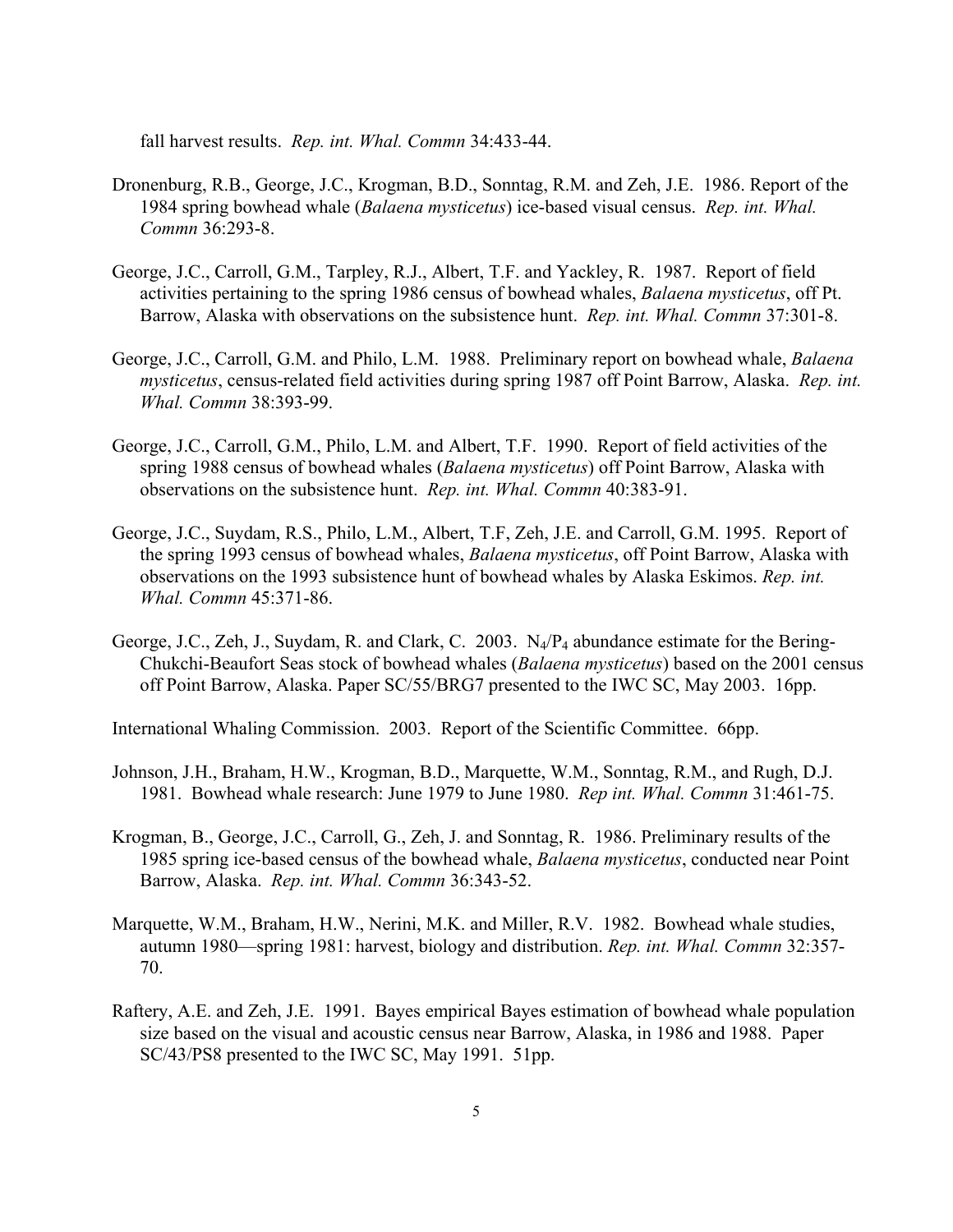fall harvest results. *Rep. int. Whal. Commn* 34:433-44.

Dronenburg, R.B., George, J.C., Krogman, B.D., Sonntag, R.M. and Zeh, J.E. 1986. Report of the 1984 spring bowhead whale (*Balaena mysticetus*) ice-based visual census. *Rep. int. Whal. Commn* 36:293-8.

George, J.C., Carroll, G.M., Tarpley, R.J., Albert, T.F. and Yackley, R. 1987. Report of field activities pertaining to the spring 1986 census of bowhead whales, *Balaena mysticetus*, off Pt. Barrow, Alaska with observations on the subsistence hunt. *Rep. int. Whal. Commn* 37:301-8.

George, J.C., Carroll, G.M. and Philo, L.M. 1988. Preliminary report on bowhead whale, *Balaena mysticetus*, census-related field activities during spring 1987 off Point Barrow, Alaska. *Rep. int. Whal. Commn* 38:393-99.

George, J.C., Carroll, G.M., Philo, L.M. and Albert, T.F. 1990. Report of field activities of the spring 1988 census of bowhead whales (*Balaena mysticetus*) off Point Barrow, Alaska with observations on the subsistence hunt. *Rep. int. Whal. Commn* 40:383-91.

George, J.C., Suydam, R.S., Philo, L.M., Albert, T.F, Zeh, J.E. and Carroll, G.M. 1995. Report of the spring 1993 census of bowhead whales, *Balaena mysticetus*, off Point Barrow, Alaska with observations on the 1993 subsistence hunt of bowhead whales by Alaska Eskimos. *Rep. int. Whal. Commn* 45:371-86.

George, J.C., Zeh, J., Suydam, R. and Clark, C. 2003. $N_4/P_4$ abundance estimate for the Bering-Chukchi-Beaufort Seas stock of bowhead whales (*Balaena mysticetus*) based on the 2001 census off Point Barrow, Alaska. Paper SC/55/BRG7 presented to the IWC SC, May 2003. 16pp.

International Whaling Commission. 2003. Report of the Scientific Committee. 66pp.

Johnson, J.H., Braham, H.W., Krogman, B.D., Marquette, W.M., Sonntag, R.M., and Rugh, D.J. 1981. Bowhead whale research: June 1979 to June 1980. *Rep int. Whal. Commn* 31:461-75.

Krogman, B., George, J.C., Carroll, G., Zeh, J. and Sonntag, R. 1986. Preliminary results of the 1985 spring ice-based census of the bowhead whale, *Balaena mysticetus*, conducted near Point Barrow, Alaska. *Rep. int. Whal. Commn* 36:343-52.

Marquette, W.M., Braham, H.W., Nerini, M.K. and Miller, R.V. 1982. Bowhead whale studies, autumn 1980—spring 1981: harvest, biology and distribution. *Rep. int. Whal. Commn* 32:357-70.

Raftery, A.E. and Zeh, J.E. 1991. Bayes empirical Bayes estimation of bowhead whale population size based on the visual and acoustic census near Barrow, Alaska, in 1986 and 1988. Paper SC/43/PS8 presented to the IWC SC, May 1991. 51pp.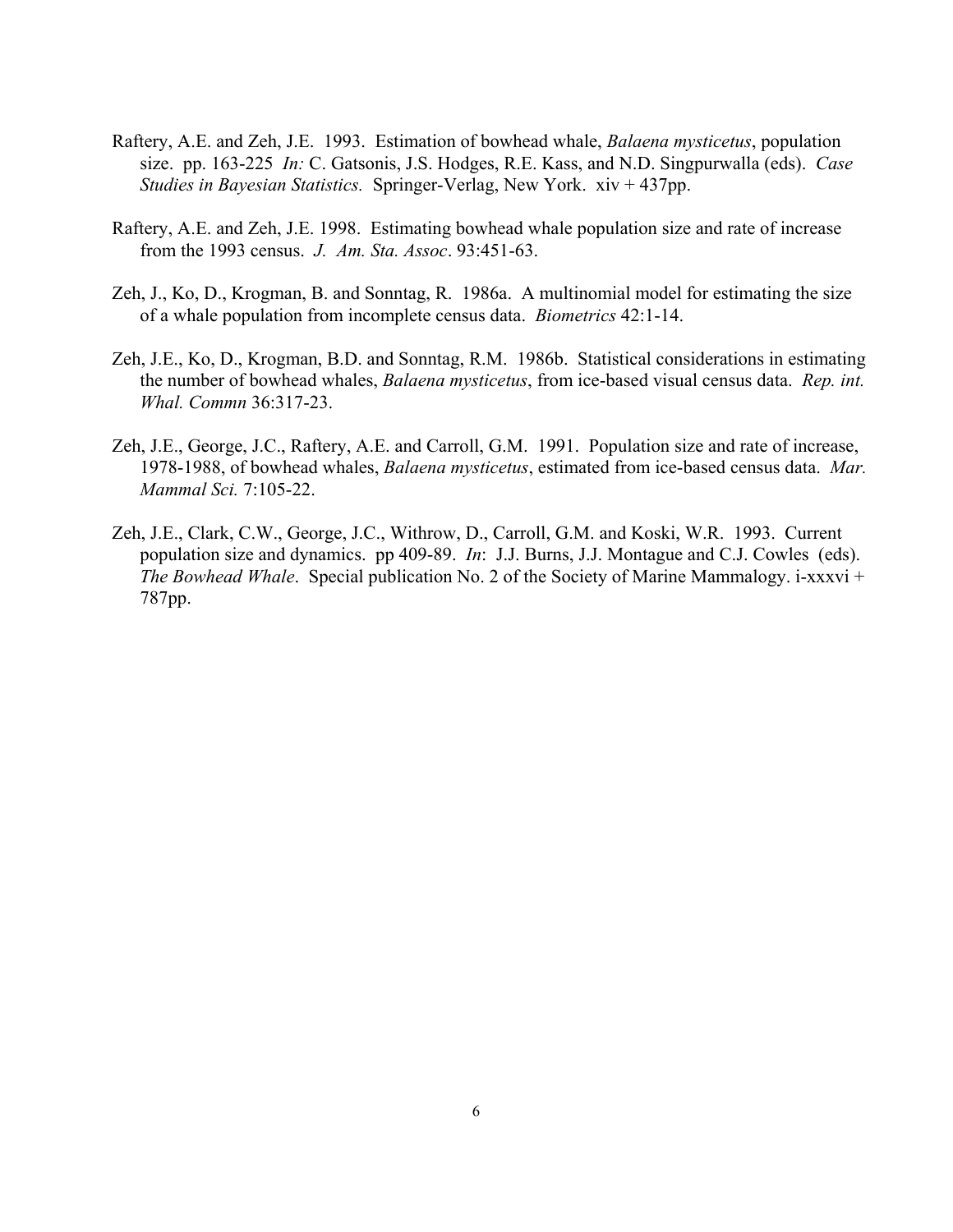Raftery, A.E. and Zeh, J.E. 1993. Estimation of bowhead whale, *Balaena mysticetus*, population size. pp. 163-225 *In:* C. Gatsonis, J.S. Hodges, R.E. Kass, and N.D. Singpurwalla (eds). *Case Studies in Bayesian Statistics.* Springer-Verlag, New York. xiv + 437pp.

Raftery, A.E. and Zeh, J.E. 1998. Estimating bowhead whale population size and rate of increase from the 1993 census. *J. Am. Sta. Assoc*. 93:451-63.

Zeh, J., Ko, D., Krogman, B. and Sonntag, R. 1986a. A multinomial model for estimating the size of a whale population from incomplete census data. *Biometrics* 42:1-14.

Zeh, J.E., Ko, D., Krogman, B.D. and Sonntag, R.M. 1986b. Statistical considerations in estimating the number of bowhead whales, *Balaena mysticetus*, from ice-based visual census data. *Rep. int. Whal. Commn* 36:317-23.

Zeh, J.E., George, J.C., Raftery, A.E. and Carroll, G.M. 1991. Population size and rate of increase, 1978-1988, of bowhead whales, *Balaena mysticetus*, estimated from ice-based census data. *Mar. Mammal Sci.* 7:105-22.

Zeh, J.E., Clark, C.W., George, J.C., Withrow, D., Carroll, G.M. and Koski, W.R. 1993. Current population size and dynamics. pp 409-89. *In*: J.J. Burns, J.J. Montague and C.J. Cowles (eds). *The Bowhead Whale*. Special publication No. 2 of the Society of Marine Mammalogy. i-xxxvi + 787pp.